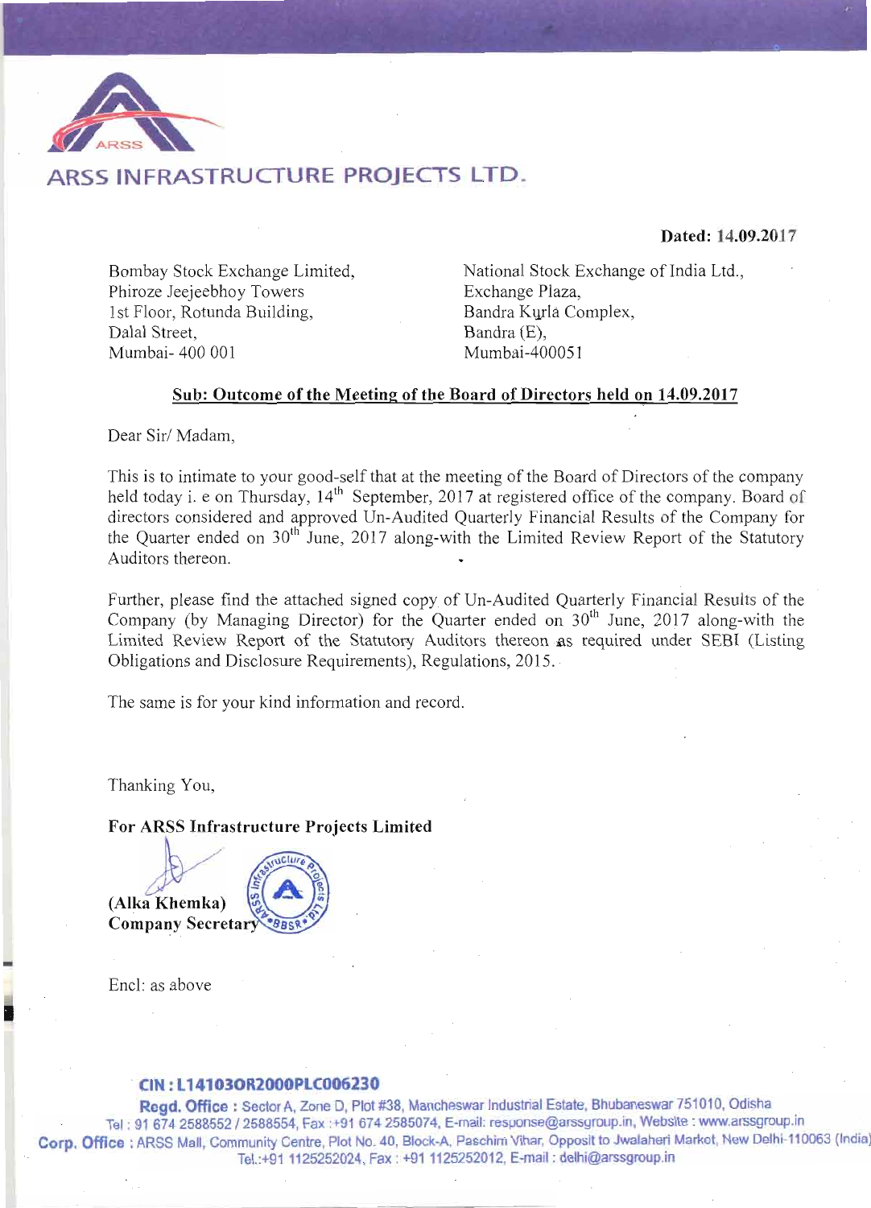# ARSS INFRASTRUCTURE PROJECTS LTD.

**Dated: 14.09.2017**

Bombay Stock Exchange Limited,
Phiroze Jeejeebhoy Towers
1st Floor, Rotunda Building,
Dalal Street,
Mumbai- 400 001

National Stock Exchange of India Ltd.,
Exchange Plaza,
Bandra Kurla Complex,
Bandra (E),
Mumbai-400051

**Sub: Outcome of the Meeting of the Board of Directors held on 14.09.2017**

Dear Sir/ Madam,

This is to intimate to your good-self that at the meeting of the Board of Directors of the company held today i. e on Thursday, 14th September, 2017 at registered office of the company. Board of directors considered and approved Un-Audited Quarterly Financial Results of the Company for the Quarter ended on 30th June, 2017 along-with the Limited Review Report of the Statutory Auditors thereon.

Further, please find the attached signed copy of Un-Audited Quarterly Financial Results of the Company (by Managing Director) for the Quarter ended on 30th June, 2017 along-with the Limited Review Report of the Statutory Auditors thereon as required under SEBI (Listing Obligations and Disclosure Requirements), Regulations, 2015.

The same is for your kind information and record.

Thanking You,

**For ARSS Infrastructure Projects Limited**

**(Alka Khemka)**
**Company Secretary**

Encl: as above

**CIN : L14103OR2000PLC006230**

**Regd. Office :** Sector A, Zone D, Plot #38, Mancheswar Industrial Estate, Bhubaneswar 751010, Odisha
Tel : 91 674 2588552 / 2588554, Fax :+91 674 2585074, E-mail: response@arssgroup.in, Website : www.arssgroup.in

**Corp. Office :** ARSS Mall, Community Centre, Plot No. 40, Block-A, Paschim Vihar, Opposit to Jwalaheri Market, New Delhi-110063 (India)
Tel.:+91 1125252024, Fax : +91 1125252012, E-mail : delhi@arssgroup.in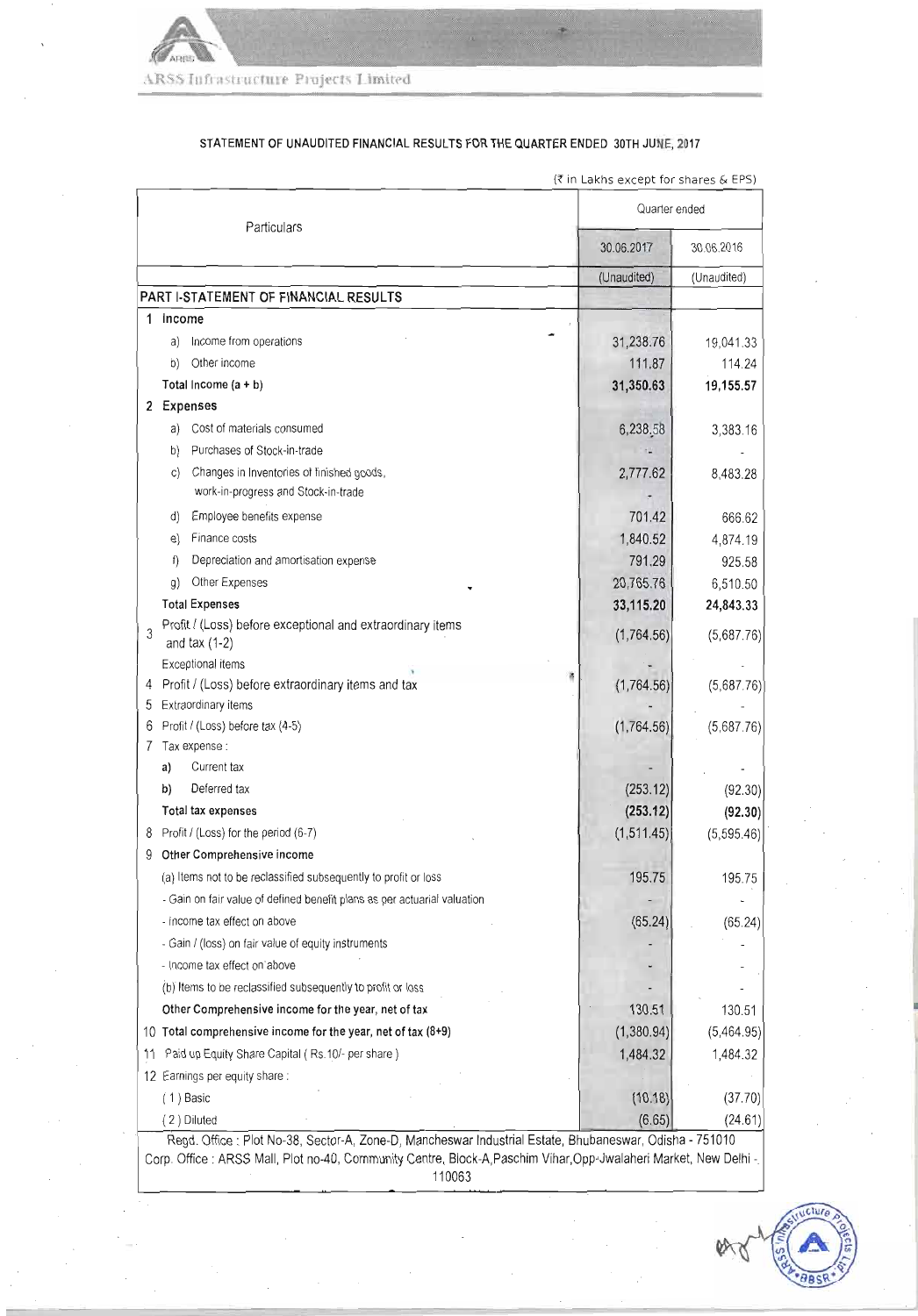ARSS Infrastructure Projects Limited

## STATEMENT OF UNAUDITED FINANCIAL RESULTS FOR THE QUARTER ENDED 30TH JUNE, 2017

(₹ in Lakhs except for shares & EPS)

| Particulars | Quarter ended | |
|---|---|---|
| | 30.06.2017 | 30.06.2016 |
| | (Unaudited) | (Unaudited) |
| **PART I-STATEMENT OF FINANCIAL RESULTS** | | |
| **1 Income** | | |
| a) Income from operations | 31,238.76 | 19,041.33 |
| b) Other income | 111.87 | 114.24 |
| **Total Income (a + b)** | **31,350.63** | **19,155.57** |
| **2 Expenses** | | |
| a) Cost of materials consumed | 6,238.58 | 3,383.16 |
| b) Purchases of Stock-in-trade | - | - |
| c) Changes in Inventories of finished goods, work-in-progress and Stock-in-trade | 2,777.62 | 8,483.28 |
| d) Employee benefits expense | 701.42 | 666.62 |
| e) Finance costs | 1,840.52 | 4,874.19 |
| f) Depreciation and amortisation expense | 791.29 | 925.58 |
| g) Other Expenses | 20,765.76 | 6,510.50 |
| **Total Expenses** | **33,115.20** | **24,843.33** |
| 3 Profit / (Loss) before exceptional and extraordinary items and tax (1-2) | (1,764.56) | (5,687.76) |
| Exceptional items | - | - |
| 4 Profit / (Loss) before extraordinary items and tax | (1,764.56) | (5,687.76) |
| 5 Extraordinary items | - | - |
| 6 Profit / (Loss) before tax (4-5) | (1,764.56) | (5,687.76) |
| 7 Tax expense : | | |
| a) Current tax | - | - |
| b) Deferred tax | (253.12) | (92.30) |
| **Total tax expenses** | **(253.12)** | **(92.30)** |
| 8 Profit / (Loss) for the period (6-7) | (1,511.45) | (5,595.46) |
| **9 Other Comprehensive income** | | |
| (a) Items not to be reclassified subsequently to profit or loss | 195.75 | 195.75 |
| - Gain on fair value of defined benefit plans as per actuarial valuation | - | - |
| - Income tax effect on above | (65.24) | (65.24) |
| - Gain / (loss) on fair value of equity instruments | - | - |
| - Income tax effect on above | - | - |
| (b) Items to be reclassified subsequently to profit or loss | - | - |
| **Other Comprehensive income for the year, net of tax** | 130.51 | 130.51 |
| **10 Total comprehensive income for the year, net of tax (8+9)** | (1,380.94) | (5,464.95) |
| 11 Paid up Equity Share Capital ( Rs.10/- per share ) | 1,484.32 | 1,484.32 |
| 12 Earnings per equity share : | | |
| ( 1 ) Basic | (10.18) | (37.70) |
| ( 2 ) Diluted | (6.65) | (24.61) |

Regd. Office : Plot No-38, Sector-A, Zone-D, Mancheswar Industrial Estate, Bhubaneswar, Odisha - 751010
Corp. Office : ARSS Mall, Plot no-40, Community Centre, Block-A,Paschim Vihar,Opp-Jwalaheri Market, New Delhi - 110063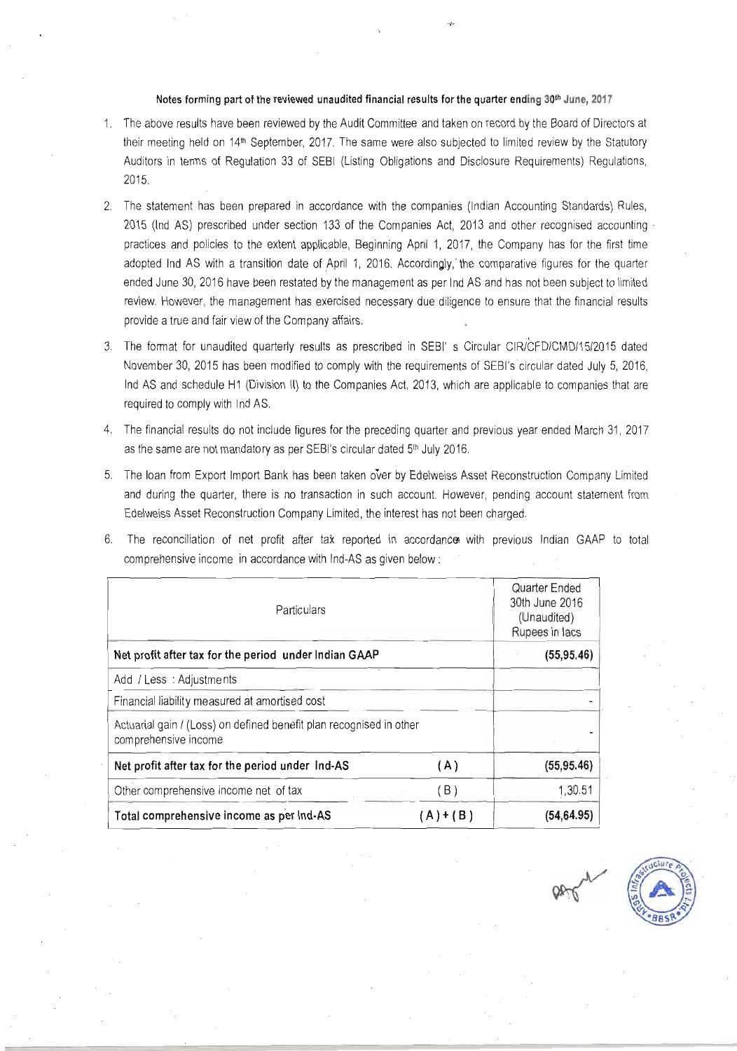**Notes forming part of the reviewed unaudited financial results for the quarter ending 30th June, 2017**

1. The above results have been reviewed by the Audit Committee and taken on record by the Board of Directors at their meeting held on 14th September, 2017. The same were also subjected to limited review by the Statutory Auditors in terms of Regulation 33 of SEBI (Listing Obligations and Disclosure Requirements) Regulations, 2015.

2. The statement has been prepared in accordance with the companies (Indian Accounting Standards) Rules, 2015 (Ind AS) prescribed under section 133 of the Companies Act, 2013 and other recognised accounting practices and policies to the extent applicable, Beginning April 1, 2017, the Company has for the first time adopted Ind AS with a transition date of April 1, 2016. Accordingly, the comparative figures for the quarter ended June 30, 2016 have been restated by the management as per Ind AS and has not been subject to limited review. However, the management has exercised necessary due diligence to ensure that the financial results provide a true and fair view of the Company affairs.

3. The format for unaudited quarterly results as prescribed in SEBI' s Circular CIR/CFD/CMD/15/2015 dated November 30, 2015 has been modified to comply with the requirements of SEBI's circular dated July 5, 2016, Ind AS and schedule H1 (Division II) to the Companies Act, 2013, which are applicable to companies that are required to comply with Ind AS.

4. The financial results do not include figures for the preceding quarter and previous year ended March 31, 2017 as the same are not mandatory as per SEBI's circular dated 5th July 2016.

5. The loan from Export Import Bank has been taken over by Edelweiss Asset Reconstruction Company Limited and during the quarter, there is no transaction in such account. However, pending account statement from Edelweiss Asset Reconstruction Company Limited, the interest has not been charged.

6. The reconciliation of net profit after tax reported in accordance with previous Indian GAAP to total comprehensive income in accordance with Ind-AS as given below :

| Particulars | | Quarter Ended 30th June 2016 (Unaudited) Rupees in lacs |
|---|---|---|
| **Net profit after tax for the period under Indian GAAP** | | **(55,95.46)** |
| Add / Less : Adjustments | | |
| Financial liability measured at amortised cost | | - |
| Actuarial gain / (Loss) on defined benefit plan recognised in other comprehensive income | | - |
| **Net profit after tax for the period under Ind-AS** | ( A ) | **(55,95.46)** |
| Other comprehensive income net of tax | ( B ) | 1,30.51 |
| **Total comprehensive income as per Ind-AS** | ( A ) + ( B ) | **(54,64.95)** |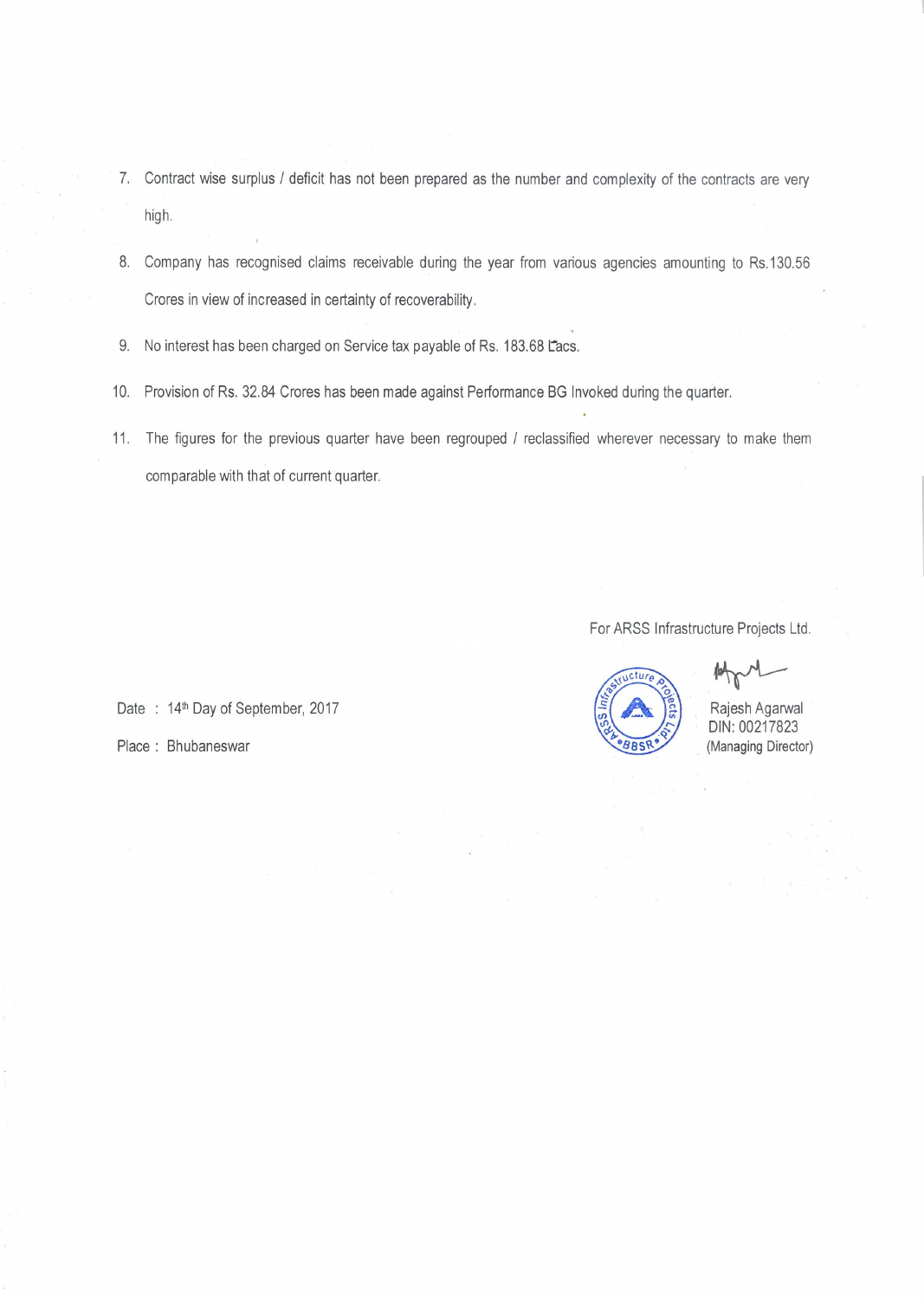7. Contract wise surplus / deficit has not been prepared as the number and complexity of the contracts are very high.

8. Company has recognised claims receivable during the year from various agencies amounting to Rs.130.56 Crores in view of increased in certainty of recoverability.

9. No interest has been charged on Service tax payable of Rs. 183.68 Lacs.

10. Provision of Rs. 32.84 Crores has been made against Performance BG Invoked during the quarter.

11. The figures for the previous quarter have been regrouped / reclassified wherever necessary to make them comparable with that of current quarter.

For ARSS Infrastructure Projects Ltd.

Date : 14th Day of September, 2017

Place : Bhubaneswar

Rajesh Agarwal
DIN: 00217823
(Managing Director)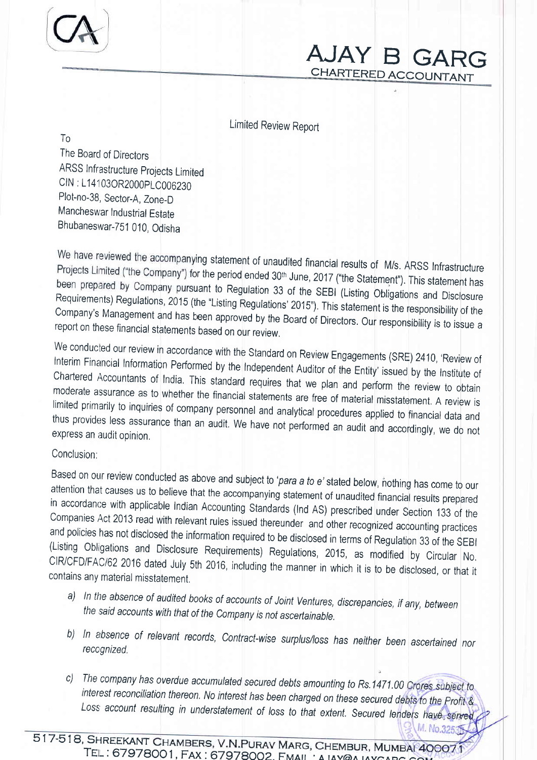# AJAY B GARG

CHARTERED ACCOUNTANT

Limited Review Report

To

The Board of Directors

ARSS Infrastructure Projects Limited

CIN : L14103OR2000PLC006230

Plot-no-38, Sector-A, Zone-D

Mancheswar Industrial Estate

Bhubaneswar-751 010, Odisha

We have reviewed the accompanying statement of unaudited financial results of M/s. ARSS Infrastructure Projects Limited ("the Company") for the period ended 30th June, 2017 ("the Statement"). This statement has been prepared by Company pursuant to Regulation 33 of the SEBI (Listing Obligations and Disclosure Requirements) Regulations, 2015 (the "Listing Regulations' 2015"). This statement is the responsibility of the Company's Management and has been approved by the Board of Directors. Our responsibility is to issue a report on these financial statements based on our review.

We conducted our review in accordance with the Standard on Review Engagements (SRE) 2410, 'Review of Interim Financial Information Performed by the Independent Auditor of the Entity' issued by the Institute of Chartered Accountants of India. This standard requires that we plan and perform the review to obtain moderate assurance as to whether the financial statements are free of material misstatement. A review is limited primarily to inquiries of company personnel and analytical procedures applied to financial data and thus provides less assurance than an audit. We have not performed an audit and accordingly, we do not express an audit opinion.

Conclusion:

Based on our review conducted as above and subject to '*para a to e*' stated below, nothing has come to our attention that causes us to believe that the accompanying statement of unaudited financial results prepared in accordance with applicable Indian Accounting Standards (Ind AS) prescribed under Section 133 of the Companies Act 2013 read with relevant rules issued thereunder and other recognized accounting practices and policies has not disclosed the information required to be disclosed in terms of Regulation 33 of the SEBI (Listing Obligations and Disclosure Requirements) Regulations, 2015, as modified by Circular No. CIR/CFD/FAC/62 2016 dated July 5th 2016, including the manner in which it is to be disclosed, or that it contains any material misstatement.

a) *In the absence of audited books of accounts of Joint Ventures, discrepancies, if any, between the said accounts with that of the Company is not ascertainable.*

b) *In absence of relevant records, Contract-wise surplus/loss has neither been ascertained nor recognized.*

c) *The company has overdue accumulated secured debts amounting to Rs.1471.00 Crores subject to interest reconciliation thereon. No interest has been charged on these secured debts to the Profit & Loss account resulting in understatement of loss to that extent. Secured lenders have served*

517-518, SHREEKANT CHAMBERS, V.N.PURAV MARG, CHEMBUR, MUMBAI 400071

TEL : 67978001, FAX : 67978002, EMAIL : AJAY@AJAYGARG.COM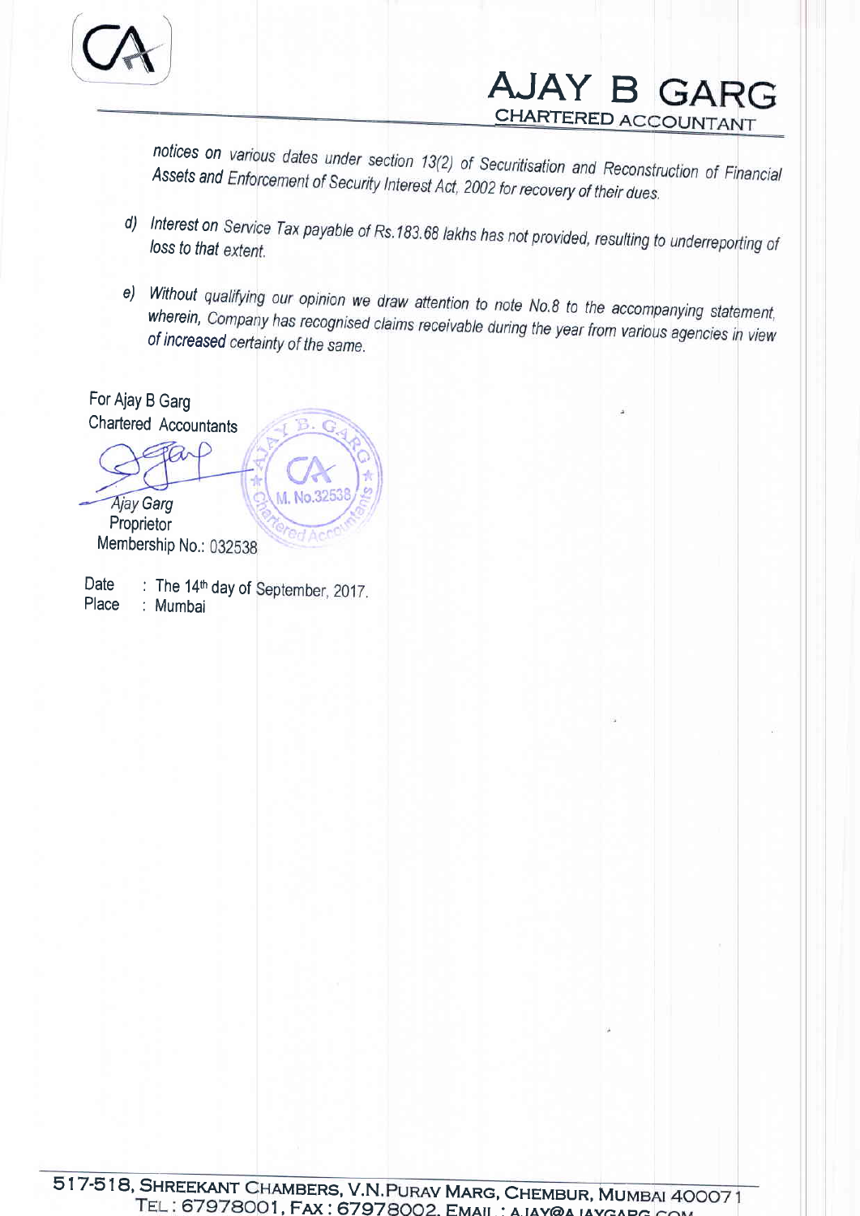notices on various dates under section 13(2) of Securitisation and Reconstruction of Financial Assets and Enforcement of Security Interest Act, 2002 for recovery of their dues.

d) Interest on Service Tax payable of Rs.183.68 lakhs has not provided, resulting to underreporting of loss to that extent.

e) Without qualifying our opinion we draw attention to note No.8 to the accompanying statement, wherein, Company has recognised claims receivable during the year from various agencies in view of increased certainty of the same.

For Ajay B Garg
Chartered Accountants

Ajay Garg
Proprietor
Membership No.: 032538

Date : The 14th day of September, 2017.
Place : Mumbai